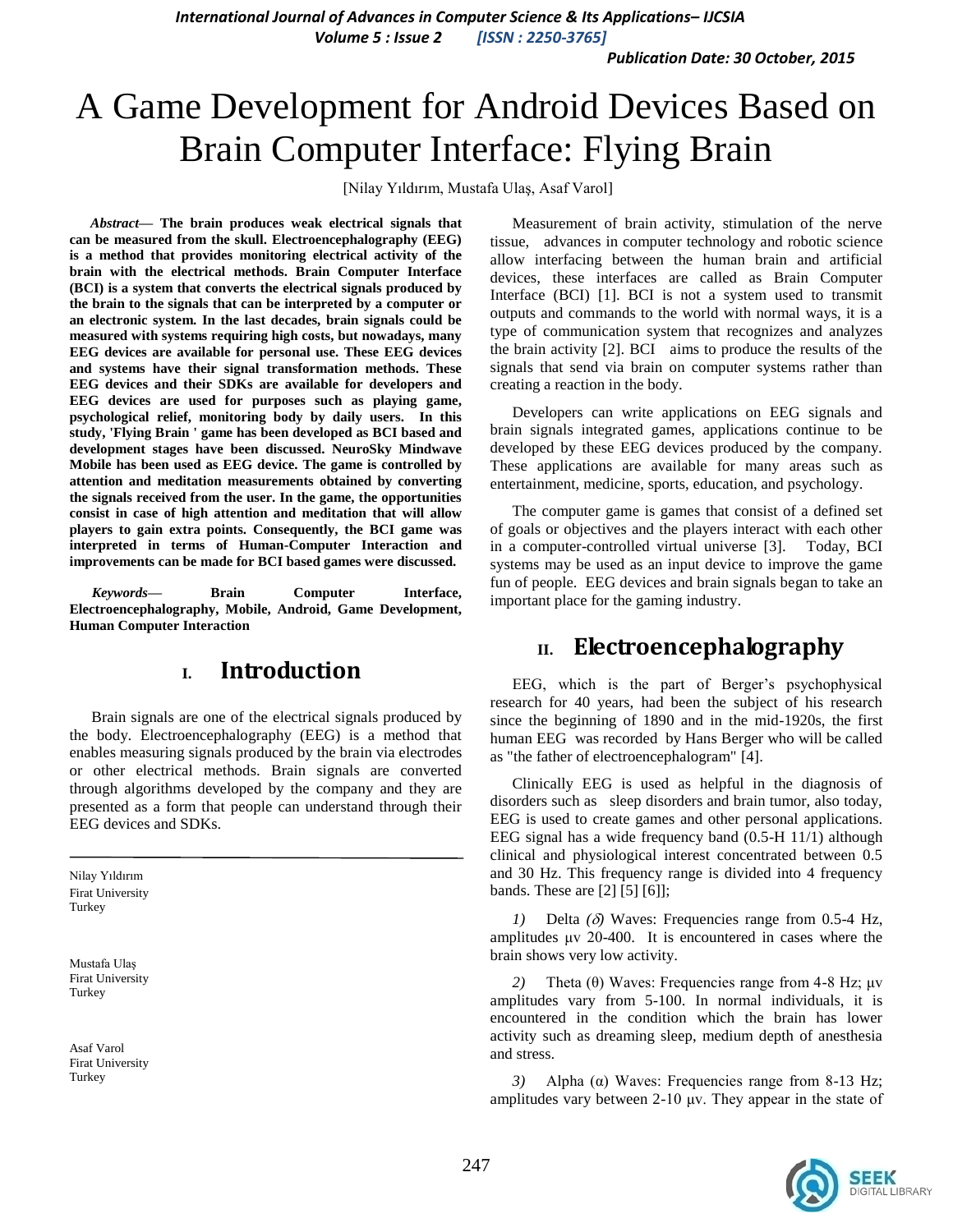# A Game Development for Android Devices Based on Brain Computer Interface: Flying Brain

[Nilay Yıldırım, Mustafa Ulaş, Asaf Varol]

***Abstract*— The brain produces weak electrical signals that can be measured from the skull. Electroencephalography (EEG) is a method that provides monitoring electrical activity of the brain with the electrical methods. Brain Computer Interface (BCI) is a system that converts the electrical signals produced by the brain to the signals that can be interpreted by a computer or an electronic system. In the last decades, brain signals could be measured with systems requiring high costs, but nowadays, many EEG devices are available for personal use. These EEG devices and systems have their signal transformation methods. These EEG devices and their SDKs are available for developers and EEG devices are used for purposes such as playing game, psychological relief, monitoring body by daily users. In this study, 'Flying Brain ' game has been developed as BCI based and development stages have been discussed. NeuroSky Mindwave Mobile has been used as EEG device. The game is controlled by attention and meditation measurements obtained by converting the signals received from the user. In the game, the opportunities consist in case of high attention and meditation that will allow players to gain extra points. Consequently, the BCI game was interpreted in terms of Human-Computer Interaction and improvements can be made for BCI based games were discussed.**

***Keywords*— Brain Computer Interface, Electroencephalography, Mobile, Android, Game Development, Human Computer Interaction**

## I. Introduction

Brain signals are one of the electrical signals produced by the body. Electroencephalography (EEG) is a method that enables measuring signals produced by the brain via electrodes or other electrical methods. Brain signals are converted through algorithms developed by the company and they are presented as a form that people can understand through their EEG devices and SDKs.

Measurement of brain activity, stimulation of the nerve tissue, advances in computer technology and robotic science allow interfacing between the human brain and artificial devices, these interfaces are called as Brain Computer Interface (BCI) [1]. BCI is not a system used to transmit outputs and commands to the world with normal ways, it is a type of communication system that recognizes and analyzes the brain activity [2]. BCI aims to produce the results of the signals that send via brain on computer systems rather than creating a reaction in the body.

Developers can write applications on EEG signals and brain signals integrated games, applications continue to be developed by these EEG devices produced by the company. These applications are available for many areas such as entertainment, medicine, sports, education, and psychology.

The computer game is games that consist of a defined set of goals or objectives and the players interact with each other in a computer-controlled virtual universe [3]. Today, BCI systems may be used as an input device to improve the game fun of people. EEG devices and brain signals began to take an important place for the gaming industry.

## II. Electroencephalography

EEG, which is the part of Berger's psychophysical research for 40 years, had been the subject of his research since the beginning of 1890 and in the mid-1920s, the first human EEG was recorded by Hans Berger who will be called as "the father of electroencephalogram" [4].

Clinically EEG is used as helpful in the diagnosis of disorders such as sleep disorders and brain tumor, also today, EEG is used to create games and other personal applications. EEG signal has a wide frequency band (0.5-H 11/1) although clinical and physiological interest concentrated between 0.5 and 30 Hz. This frequency range is divided into 4 frequency bands. These are [2] [5] [6]];

*1)* Delta ($\delta$) Waves: Frequencies range from 0.5-4 Hz, amplitudes μv 20-400. It is encountered in cases where the brain shows very low activity.

*2)* Theta (θ) Waves: Frequencies range from 4-8 Hz; μv amplitudes vary from 5-100. In normal individuals, it is encountered in the condition which the brain has lower activity such as dreaming sleep, medium depth of anesthesia and stress.

*3)* Alpha (α) Waves: Frequencies range from 8-13 Hz; amplitudes vary between 2-10 μv. They appear in the state of

---

Nilay Yıldırım
Firat University
Turkey

Mustafa Ulaş
Firat University
Turkey

Asaf Varol
Firat University
Turkey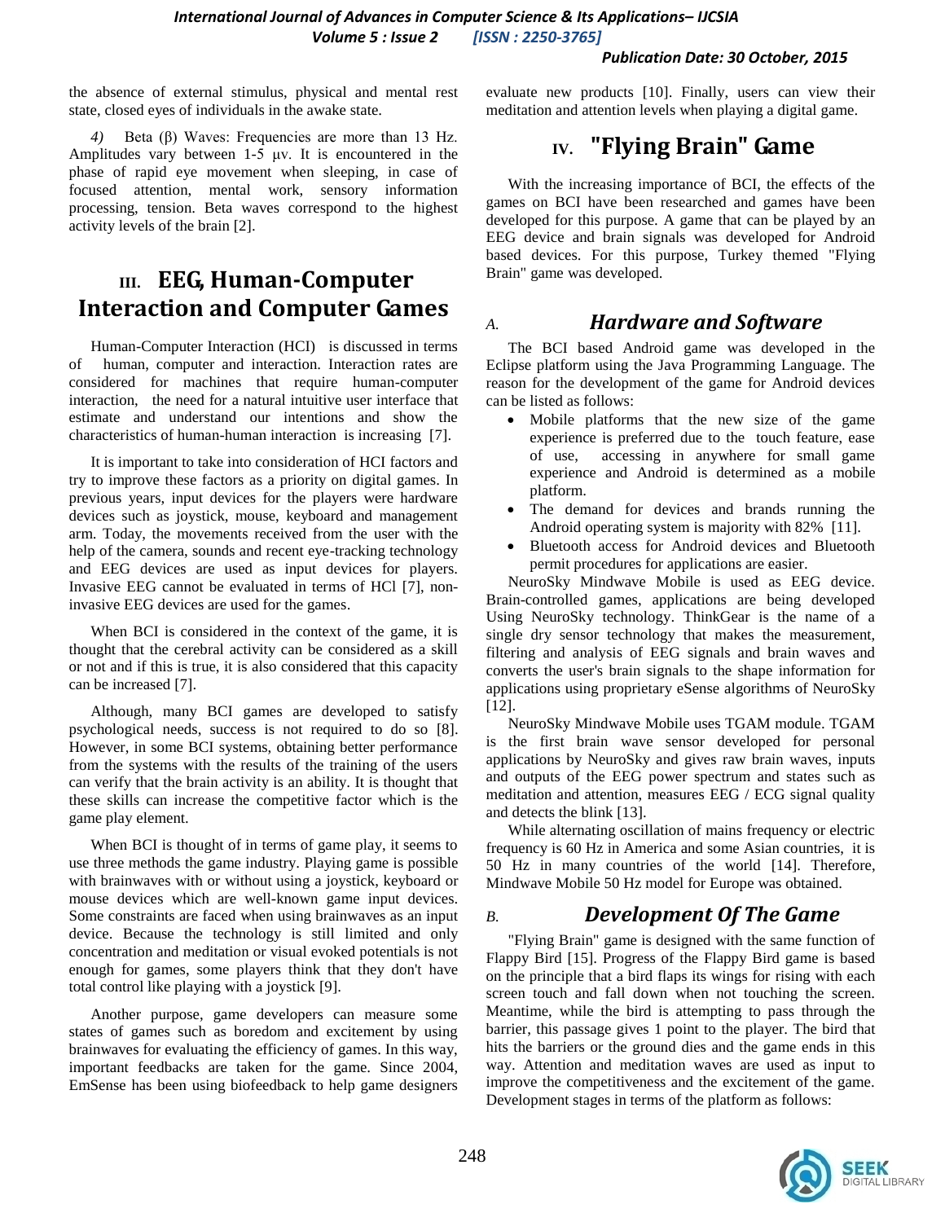the absence of external stimulus, physical and mental rest state, closed eyes of individuals in the awake state.

*4)* Beta (β) Waves: Frequencies are more than 13 Hz. Amplitudes vary between 1-5 μv. It is encountered in the phase of rapid eye movement when sleeping, in case of focused attention, mental work, sensory information processing, tension. Beta waves correspond to the highest activity levels of the brain [2].

# III. EEG, Human-Computer Interaction and Computer Games

Human-Computer Interaction (HCI) is discussed in terms of human, computer and interaction. Interaction rates are considered for machines that require human-computer interaction, the need for a natural intuitive user interface that estimate and understand our intentions and show the characteristics of human-human interaction is increasing [7].

It is important to take into consideration of HCI factors and try to improve these factors as a priority on digital games. In previous years, input devices for the players were hardware devices such as joystick, mouse, keyboard and management arm. Today, the movements received from the user with the help of the camera, sounds and recent eye-tracking technology and EEG devices are used as input devices for players. Invasive EEG cannot be evaluated in terms of HCl [7], non-invasive EEG devices are used for the games.

When BCI is considered in the context of the game, it is thought that the cerebral activity can be considered as a skill or not and if this is true, it is also considered that this capacity can be increased [7].

Although, many BCI games are developed to satisfy psychological needs, success is not required to do so [8]. However, in some BCI systems, obtaining better performance from the systems with the results of the training of the users can verify that the brain activity is an ability. It is thought that these skills can increase the competitive factor which is the game play element.

When BCI is thought of in terms of game play, it seems to use three methods the game industry. Playing game is possible with brainwaves with or without using a joystick, keyboard or mouse devices which are well-known game input devices. Some constraints are faced when using brainwaves as an input device. Because the technology is still limited and only concentration and meditation or visual evoked potentials is not enough for games, some players think that they don't have total control like playing with a joystick [9].

Another purpose, game developers can measure some states of games such as boredom and excitement by using brainwaves for evaluating the efficiency of games. In this way, important feedbacks are taken for the game. Since 2004, EmSense has been using biofeedback to help game designers evaluate new products [10]. Finally, users can view their meditation and attention levels when playing a digital game.

# IV. "Flying Brain" Game

With the increasing importance of BCI, the effects of the games on BCI have been researched and games have been developed for this purpose. A game that can be played by an EEG device and brain signals was developed for Android based devices. For this purpose, Turkey themed "Flying Brain" game was developed.

## A. *Hardware and Software*

The BCI based Android game was developed in the Eclipse platform using the Java Programming Language. The reason for the development of the game for Android devices can be listed as follows:

- Mobile platforms that the new size of the game experience is preferred due to the touch feature, ease of use, accessing in anywhere for small game experience and Android is determined as a mobile platform.
- The demand for devices and brands running the Android operating system is majority with 82% [11].
- Bluetooth access for Android devices and Bluetooth permit procedures for applications are easier.

NeuroSky Mindwave Mobile is used as EEG device. Brain-controlled games, applications are being developed Using NeuroSky technology. ThinkGear is the name of a single dry sensor technology that makes the measurement, filtering and analysis of EEG signals and brain waves and converts the user's brain signals to the shape information for applications using proprietary eSense algorithms of NeuroSky [12].

NeuroSky Mindwave Mobile uses TGAM module. TGAM is the first brain wave sensor developed for personal applications by NeuroSky and gives raw brain waves, inputs and outputs of the EEG power spectrum and states such as meditation and attention, measures EEG / ECG signal quality and detects the blink [13].

While alternating oscillation of mains frequency or electric frequency is 60 Hz in America and some Asian countries, it is 50 Hz in many countries of the world [14]. Therefore, Mindwave Mobile 50 Hz model for Europe was obtained.

## B. *Development Of The Game*

"Flying Brain" game is designed with the same function of Flappy Bird [15]. Progress of the Flappy Bird game is based on the principle that a bird flaps its wings for rising with each screen touch and fall down when not touching the screen. Meantime, while the bird is attempting to pass through the barrier, this passage gives 1 point to the player. The bird that hits the barriers or the ground dies and the game ends in this way. Attention and meditation waves are used as input to improve the competitiveness and the excitement of the game. Development stages in terms of the platform as follows: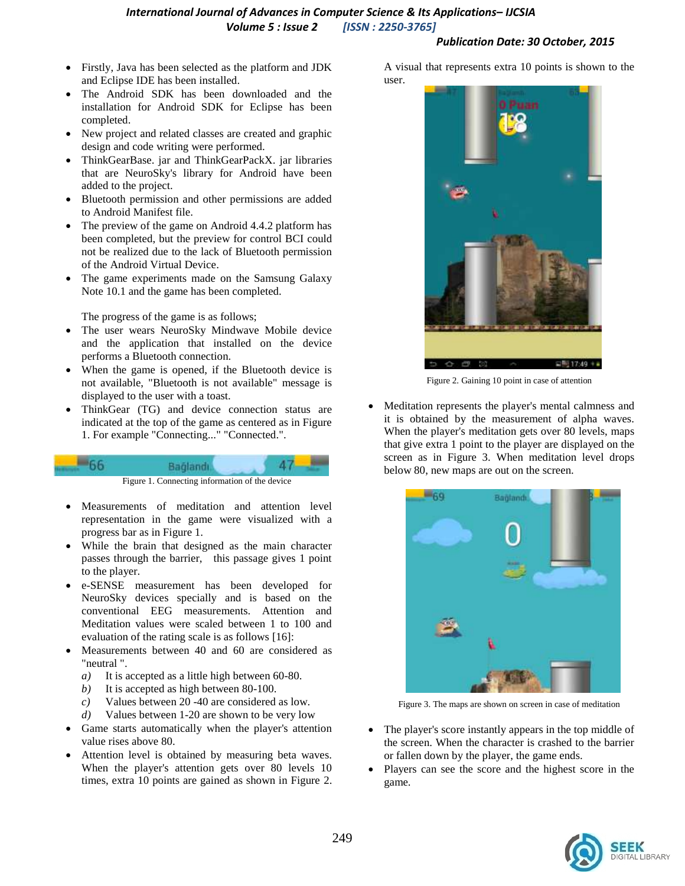- Firstly, Java has been selected as the platform and JDK and Eclipse IDE has been installed.
- The Android SDK has been downloaded and the installation for Android SDK for Eclipse has been completed.
- New project and related classes are created and graphic design and code writing were performed.
- ThinkGearBase. jar and ThinkGearPackX. jar libraries that are NeuroSky's library for Android have been added to the project.
- Bluetooth permission and other permissions are added to Android Manifest file.
- The preview of the game on Android 4.4.2 platform has been completed, but the preview for control BCI could not be realized due to the lack of Bluetooth permission of the Android Virtual Device.
- The game experiments made on the Samsung Galaxy Note 10.1 and the game has been completed.

The progress of the game is as follows;

- The user wears NeuroSky Mindwave Mobile device and the application that installed on the device performs a Bluetooth connection.
- When the game is opened, if the Bluetooth device is not available, "Bluetooth is not available" message is displayed to the user with a toast.
- ThinkGear (TG) and device connection status are indicated at the top of the game as centered as in Figure 1. For example "Connecting..." "Connected.".

Figure 1. Connecting information of the device

- Measurements of meditation and attention level representation in the game were visualized with a progress bar as in Figure 1.
- While the brain that designed as the main character passes through the barrier, this passage gives 1 point to the player.
- e-SENSE measurement has been developed for NeuroSky devices specially and is based on the conventional EEG measurements. Attention and Meditation values were scaled between 1 to 100 and evaluation of the rating scale is as follows [16]:
- Measurements between 40 and 60 are considered as "neutral ".
  - *a)* It is accepted as a little high between 60-80.
  - *b)* It is accepted as high between 80-100.
  - *c)* Values between 20 -40 are considered as low.
  - *d)* Values between 1-20 are shown to be very low
- Game starts automatically when the player's attention value rises above 80.
- Attention level is obtained by measuring beta waves. When the player's attention gets over 80 levels 10 times, extra 10 points are gained as shown in Figure 2. A visual that represents extra 10 points is shown to the user.

Figure 2. Gaining 10 point in case of attention

- Meditation represents the player's mental calmness and it is obtained by the measurement of alpha waves. When the player's meditation gets over 80 levels, maps that give extra 1 point to the player are displayed on the screen as in Figure 3. When meditation level drops below 80, new maps are out on the screen.

Figure 3. The maps are shown on screen in case of meditation

- The player's score instantly appears in the top middle of the screen. When the character is crashed to the barrier or fallen down by the player, the game ends.
- Players can see the score and the highest score in the game.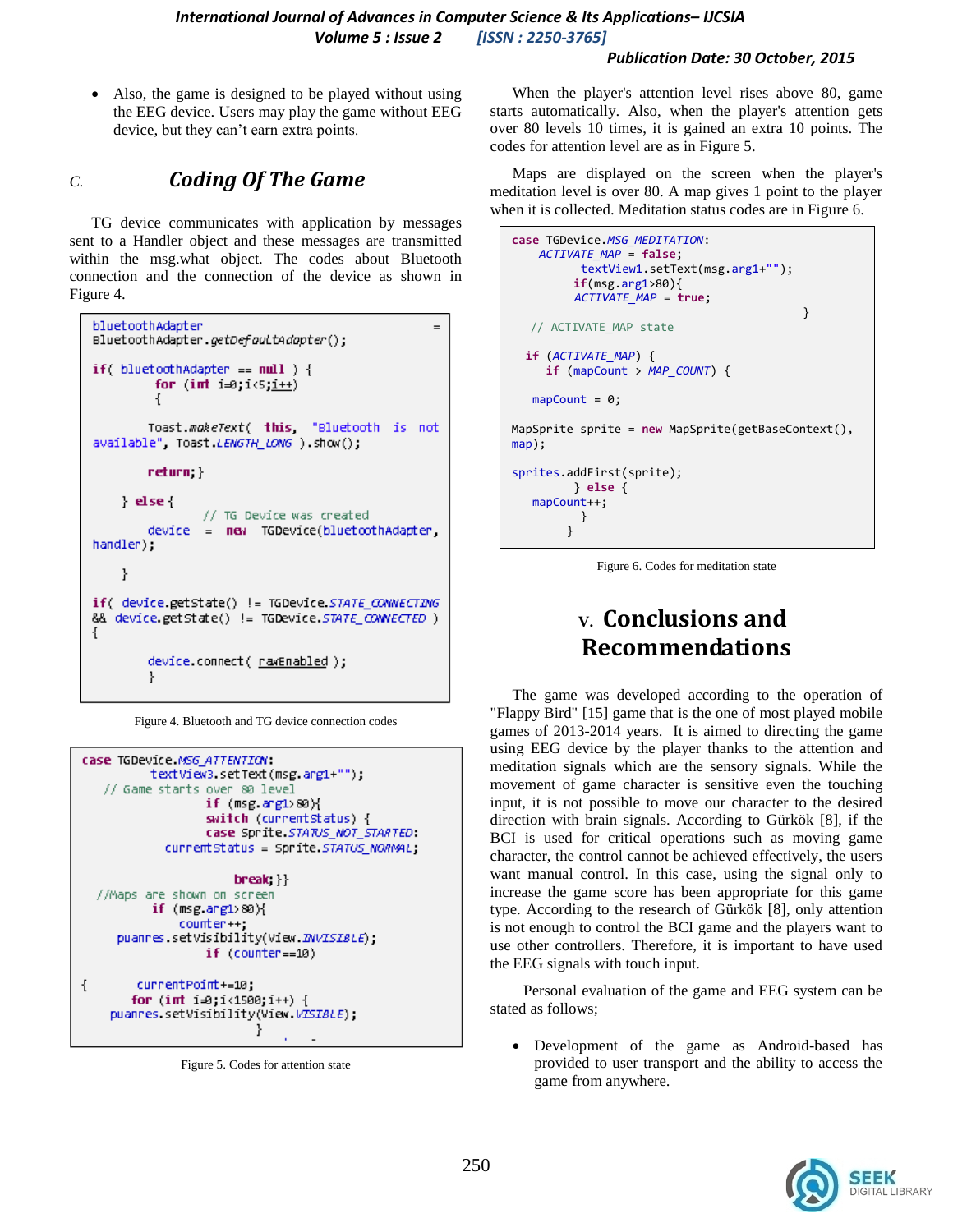- Also, the game is designed to be played without using the EEG device. Users may play the game without EEG device, but they can't earn extra points.

### C. Coding Of The Game

TG device communicates with application by messages sent to a Handler object and these messages are transmitted within the msg.what object. The codes about Bluetooth connection and the connection of the device as shown in Figure 4.

```
bluetoothAdapter                                    =
BluetoothAdapter.getDefaultAdapter();

if( bluetoothAdapter == null ) {
          for (int i=0;i<5;i++)
          {

         Toast.makeText( this, "Bluetooth  is  not
available", Toast.LENGTH_LONG ).show();

         return;}

     } else {
               // TG Device was created
         device  =  new  TGDevice(bluetoothAdapter,
handler);

     }

if( device.getState() != TGDevice.STATE_CONNECTING
&& device.getState() != TGDevice.STATE_CONNECTED )
{

         device.connect( rawEnabled );
         }
```

Figure 4. Bluetooth and TG device connection codes

```
case TGDevice.MSG_ATTENTION:
            textView3.setText(msg.arg1+"");
   // Game starts over 80 level
                if (msg.arg1>80){
                switch (currentStatus) {
                case Sprite.STATUS_NOT_STARTED:
            currentStatus = Sprite.STATUS_NORMAL;

                       break;}}
  //Maps are shown on screen
            if (msg.arg1>80){
               counter++;
     puanres.setVisibility(View.INVISIBLE);
                if (counter==10)

{         currentPoint+=10;
        for (int i=0;i<1500;i++) {
    puanres.setVisibility(View.VISIBLE);
                     }
```

Figure 5. Codes for attention state

When the player's attention level rises above 80, game starts automatically. Also, when the player's attention gets over 80 levels 10 times, it is gained an extra 10 points. The codes for attention level are as in Figure 5.

Maps are displayed on the screen when the player's meditation level is over 80. A map gives 1 point to the player when it is collected. Meditation status codes are in Figure 6.

```
case TGDevice.MSG_MEDITATION:
     ACTIVATE_MAP = false;
          textView1.setText(msg.arg1+"");
         if(msg.arg1>80){
         ACTIVATE_MAP = true;
                                               }
   // ACTIVATE_MAP state

  if (ACTIVATE_MAP) {
     if (mapCount > MAP_COUNT) {

   mapCount = 0;

MapSprite sprite = new MapSprite(getBaseContext(),
map);

sprites.addFirst(sprite);
          } else {
   mapCount++;
           }
        }
```

Figure 6. Codes for meditation state

## V. Conclusions and Recommendations

The game was developed according to the operation of "Flappy Bird" [15] game that is the one of most played mobile games of 2013-2014 years. It is aimed to directing the game using EEG device by the player thanks to the attention and meditation signals which are the sensory signals. While the movement of game character is sensitive even the touching input, it is not possible to move our character to the desired direction with brain signals. According to Gürkök [8], if the BCI is used for critical operations such as moving game character, the control cannot be achieved effectively, the users want manual control. In this case, using the signal only to increase the game score has been appropriate for this game type. According to the research of Gürkök [8], only attention is not enough to control the BCI game and the players want to use other controllers. Therefore, it is important to have used the EEG signals with touch input.

Personal evaluation of the game and EEG system can be stated as follows;

- Development of the game as Android-based has provided to user transport and the ability to access the game from anywhere.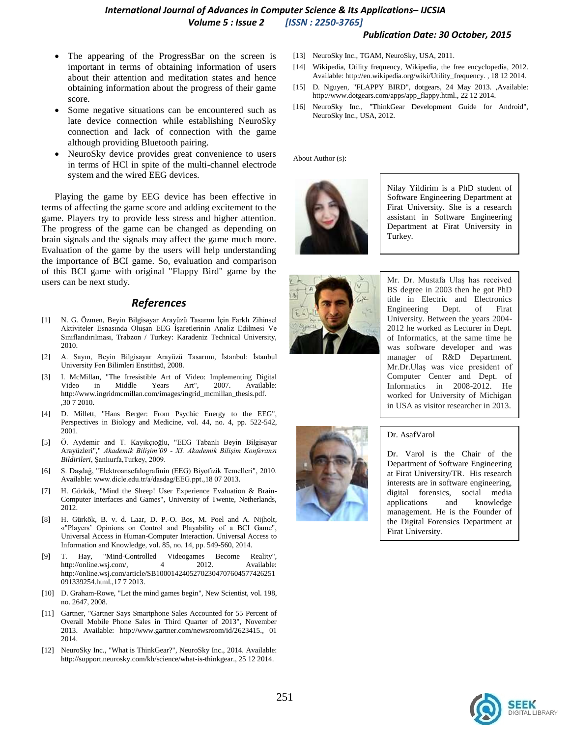- The appearing of the ProgressBar on the screen is important in terms of obtaining information of users about their attention and meditation states and hence obtaining information about the progress of their game score.
- Some negative situations can be encountered such as late device connection while establishing NeuroSky connection and lack of connection with the game although providing Bluetooth pairing.
- NeuroSky device provides great convenience to users in terms of HCl in spite of the multi-channel electrode system and the wired EEG devices.

Playing the game by EEG device has been effective in terms of affecting the game score and adding excitement to the game. Players try to provide less stress and higher attention. The progress of the game can be changed as depending on brain signals and the signals may affect the game much more. Evaluation of the game by the users will help understanding the importance of BCI game. So, evaluation and comparison of this BCI game with original "Flappy Bird" game by the users can be next study.

## References

[1] N. G. Özmen, Beyin Bilgisayar Arayüzü Tasarmı İçin Farklı Zihinsel Aktiviteler Esnasında Oluşan EEG İşaretlerinin Analiz Edilmesi Ve Sınıflandırılması, Trabzon / Turkey: Karadeniz Technical University, 2010.

[2] A. Sayın, Beyin Bilgisayar Arayüzü Tasarımı, İstanbul: İstanbul University Fen Bilimleri Enstitüsü, 2008.

[3] I. McMillan, "The Irresistible Art of Video: Implementing Digital Video in Middle Years Art", 2007. Available: http://www.ingridmcmillan.com/images/ingrid_mcmillan_thesis.pdf. ,30 7 2010.

[4] D. Millett, "Hans Berger: From Psychic Energy to the EEG", Perspectives in Biology and Medicine, vol. 44, no. 4, pp. 522-542, 2001.

[5] Ö. Aydemir and T. Kayıkçıoğlu, "EEG Tabanlı Beyin Bilgisayar Arayüzleri"," *Akademik Bilişim'09 - XI. Akademik Bilişim Konferansı Bildirileri*, Şanlıurfa,Turkey, 2009.

[6] S. Daşdağ, "Elektroansefalografinin (EEG) Biyofizik Temelleri", 2010. Available: www.dicle.edu.tr/a/dasdag/EEG.ppt.,18 07 2013.

[7] H. Gürkök, "Mind the Sheep! User Experience Evaluation & Brain-Computer Interfaces and Games", University of Twente, Netherlands, 2012.

[8] H. Gürkök, B. v. d. Laar, D. P.-O. Bos, M. Poel and A. Nijholt, «"Players' Opinions on Control and Playability of a BCI Game", Universal Access in Human-Computer Interaction. Universal Access to Information and Knowledge, vol. 85, no. 14, pp. 549-560, 2014.

[9] T. Hay, "Mind-Controlled Videogames Become Reality", http://online.wsj.com/, 4 2012. Available: http://online.wsj.com/article/SB10001424052702304707604577426251091339254.html.,17 7 2013.

[10] D. Graham-Rowe, "Let the mind games begin", New Scientist, vol. 198, no. 2647, 2008.

[11] Gartner, "Gartner Says Smartphone Sales Accounted for 55 Percent of Overall Mobile Phone Sales in Third Quarter of 2013", November 2013. Available: http://www.gartner.com/newsroom/id/2623415., 01 2014.

[12] NeuroSky Inc., "What is ThinkGear?", NeuroSky Inc., 2014. Available: http://support.neurosky.com/kb/science/what-is-thinkgear., 25 12 2014.

[13] NeuroSky Inc., TGAM, NeuroSky, USA, 2011.

[14] Wikipedia, Utility frequency, Wikipedia, the free encyclopedia, 2012. Available: http://en.wikipedia.org/wiki/Utility_frequency. , 18 12 2014.

[15] D. Nguyen, "FLAPPY BIRD", dotgears, 24 May 2013. ,Available: http://www.dotgears.com/apps/app_flappy.html., 22 12 2014.

[16] NeuroSky Inc., "ThinkGear Development Guide for Android", NeuroSky Inc., USA, 2012.

About Author (s):

Nilay Yildirim is a PhD student of Software Engineering Department at Firat University. She is a research assistant in Software Engineering Department at Firat University in Turkey.

Mr. Dr. Mustafa Ulaş has received BS degree in 2003 then he got PhD title in Electric and Electronics Engineering Dept. of Firat University. Between the years 2004-2012 he worked as Lecturer in Dept. of Informatics, at the same time he was software developer and was manager of R&D Department. Mr.Dr.Ulaş was vice president of Computer Center and Dept. of Informatics in 2008-2012. He worked for University of Michigan in USA as visitor researcher in 2013.

Dr. AsafVarol

Dr. Varol is the Chair of the Department of Software Engineering at Firat University/TR. His research interests are in software engineering, digital forensics, social media applications and knowledge management. He is the Founder of the Digital Forensics Department at Firat University.